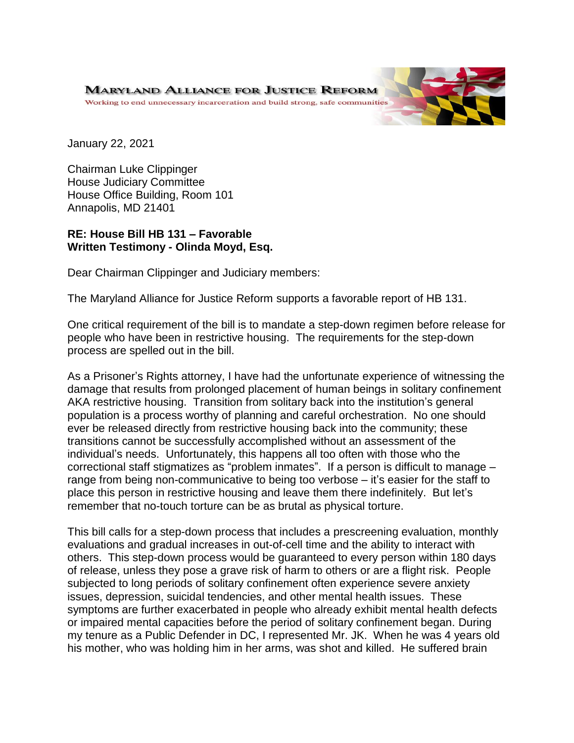**MARYLAND ALLIANCE FOR JUSTICE REFORM**
Working to end unnecessary incarceration and build strong, safe communities

January 22, 2021

Chairman Luke Clippinger
House Judiciary Committee
House Office Building, Room 101
Annapolis, MD 21401

**RE: House Bill HB 131 – Favorable**
**Written Testimony - Olinda Moyd, Esq.**

Dear Chairman Clippinger and Judiciary members:

The Maryland Alliance for Justice Reform supports a favorable report of HB 131.

One critical requirement of the bill is to mandate a step-down regimen before release for people who have been in restrictive housing. The requirements for the step-down process are spelled out in the bill.

As a Prisoner's Rights attorney, I have had the unfortunate experience of witnessing the damage that results from prolonged placement of human beings in solitary confinement AKA restrictive housing. Transition from solitary back into the institution's general population is a process worthy of planning and careful orchestration. No one should ever be released directly from restrictive housing back into the community; these transitions cannot be successfully accomplished without an assessment of the individual's needs. Unfortunately, this happens all too often with those who the correctional staff stigmatizes as "problem inmates". If a person is difficult to manage – range from being non-communicative to being too verbose – it's easier for the staff to place this person in restrictive housing and leave them there indefinitely. But let's remember that no-touch torture can be as brutal as physical torture.

This bill calls for a step-down process that includes a prescreening evaluation, monthly evaluations and gradual increases in out-of-cell time and the ability to interact with others. This step-down process would be guaranteed to every person within 180 days of release, unless they pose a grave risk of harm to others or are a flight risk. People subjected to long periods of solitary confinement often experience severe anxiety issues, depression, suicidal tendencies, and other mental health issues. These symptoms are further exacerbated in people who already exhibit mental health defects or impaired mental capacities before the period of solitary confinement began. During my tenure as a Public Defender in DC, I represented Mr. JK. When he was 4 years old his mother, who was holding him in her arms, was shot and killed. He suffered brain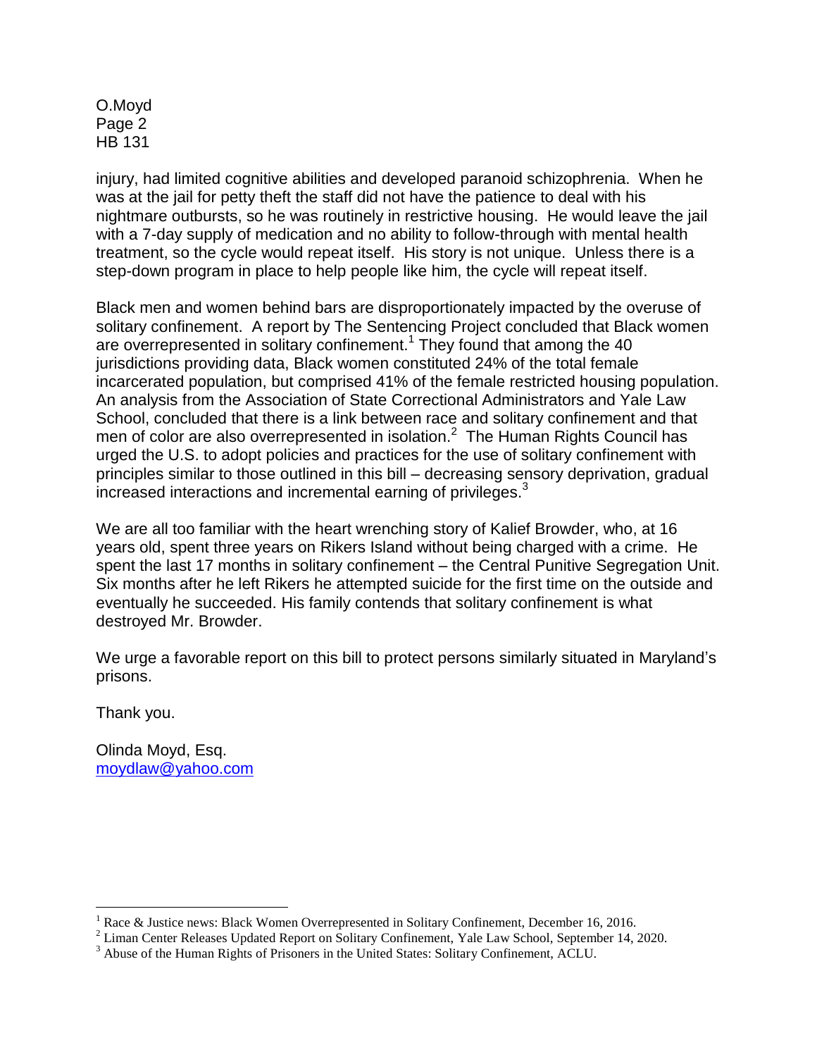injury, had limited cognitive abilities and developed paranoid schizophrenia. When he was at the jail for petty theft the staff did not have the patience to deal with his nightmare outbursts, so he was routinely in restrictive housing. He would leave the jail with a 7-day supply of medication and no ability to follow-through with mental health treatment, so the cycle would repeat itself. His story is not unique. Unless there is a step-down program in place to help people like him, the cycle will repeat itself.

Black men and women behind bars are disproportionately impacted by the overuse of solitary confinement. A report by The Sentencing Project concluded that Black women are overrepresented in solitary confinement.[1] They found that among the 40 jurisdictions providing data, Black women constituted 24% of the total female incarcerated population, but comprised 41% of the female restricted housing population. An analysis from the Association of State Correctional Administrators and Yale Law School, concluded that there is a link between race and solitary confinement and that men of color are also overrepresented in isolation.[2] The Human Rights Council has urged the U.S. to adopt policies and practices for the use of solitary confinement with principles similar to those outlined in this bill – decreasing sensory deprivation, gradual increased interactions and incremental earning of privileges.[3]

We are all too familiar with the heart wrenching story of Kalief Browder, who, at 16 years old, spent three years on Rikers Island without being charged with a crime. He spent the last 17 months in solitary confinement – the Central Punitive Segregation Unit. Six months after he left Rikers he attempted suicide for the first time on the outside and eventually he succeeded. His family contends that solitary confinement is what destroyed Mr. Browder.

We urge a favorable report on this bill to protect persons similarly situated in Maryland's prisons.

Thank you.

Olinda Moyd, Esq.
[moydlaw@yahoo.com](mailto:moydlaw@yahoo.com)

---

[1] Race & Justice news: Black Women Overrepresented in Solitary Confinement, December 16, 2016.

[2] Liman Center Releases Updated Report on Solitary Confinement, Yale Law School, September 14, 2020.

[3] Abuse of the Human Rights of Prisoners in the United States: Solitary Confinement, ACLU.